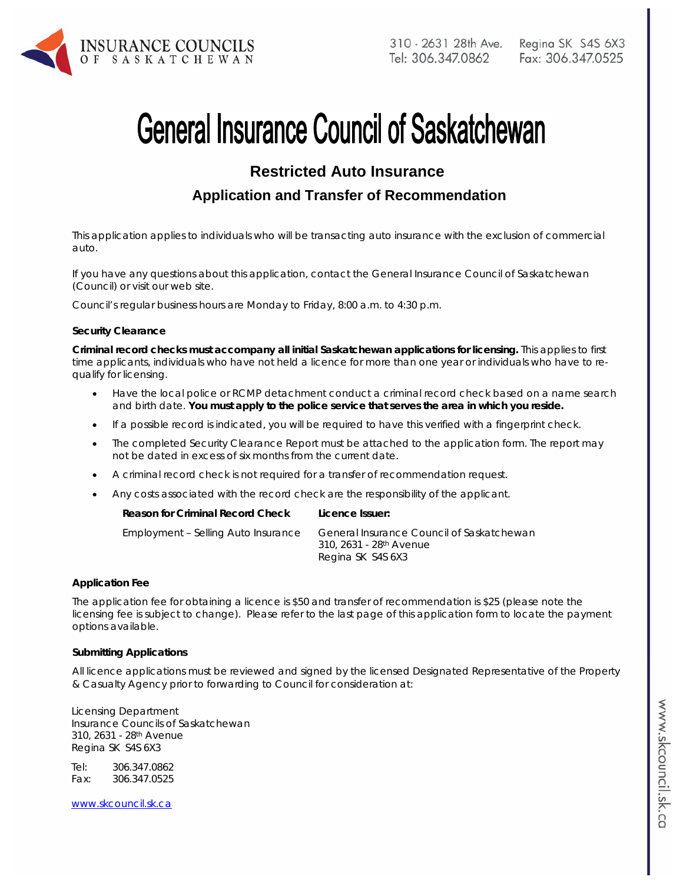INSURANCE COUNCILS OF SASKATCHEWAN

310 - 2631 28th Ave. Regina SK S4S 6X3
Tel: 306.347.0862 Fax: 306.347.0525

# General Insurance Council of Saskatchewan

## Restricted Auto Insurance

## Application and Transfer of Recommendation

This application applies to individuals who will be transacting auto insurance with the exclusion of commercial auto.

If you have any questions about this application, contact the General Insurance Council of Saskatchewan (Council) or visit our web site.

Council's regular business hours are Monday to Friday, 8:00 a.m. to 4:30 p.m.

### Security Clearance

**Criminal record checks must accompany all initial Saskatchewan applications for licensing.** This applies to first time applicants, individuals who have not held a licence for more than one year or individuals who have to re-qualify for licensing.

- Have the local police or RCMP detachment conduct a criminal record check based on a name search and birth date. **You must apply to the police service that serves the area in which you reside.**
- If a possible record is indicated, you will be required to have this verified with a fingerprint check.
- The completed Security Clearance Report must be attached to the application form. The report may not be dated in excess of six months from the current date.
- A criminal record check is not required for a transfer of recommendation request.
- Any costs associated with the record check are the responsibility of the applicant.

| **Reason for Criminal Record Check** | **Licence Issuer:** |
|---|---|
| Employment – Selling Auto Insurance | General Insurance Council of Saskatchewan<br>310, 2631 - 28th Avenue<br>Regina SK S4S 6X3 |

### Application Fee

The application fee for obtaining a licence is $50 and transfer of recommendation is $25 (please note the licensing fee is subject to change). Please refer to the last page of this application form to locate the payment options available.

### Submitting Applications

All licence applications must be reviewed and signed by the licensed Designated Representative of the Property & Casualty Agency prior to forwarding to Council for consideration at:

Licensing Department
Insurance Councils of Saskatchewan
310, 2631 - 28th Avenue
Regina SK S4S 6X3

Tel: 306.347.0862
Fax: 306.347.0525

www.skcouncil.sk.ca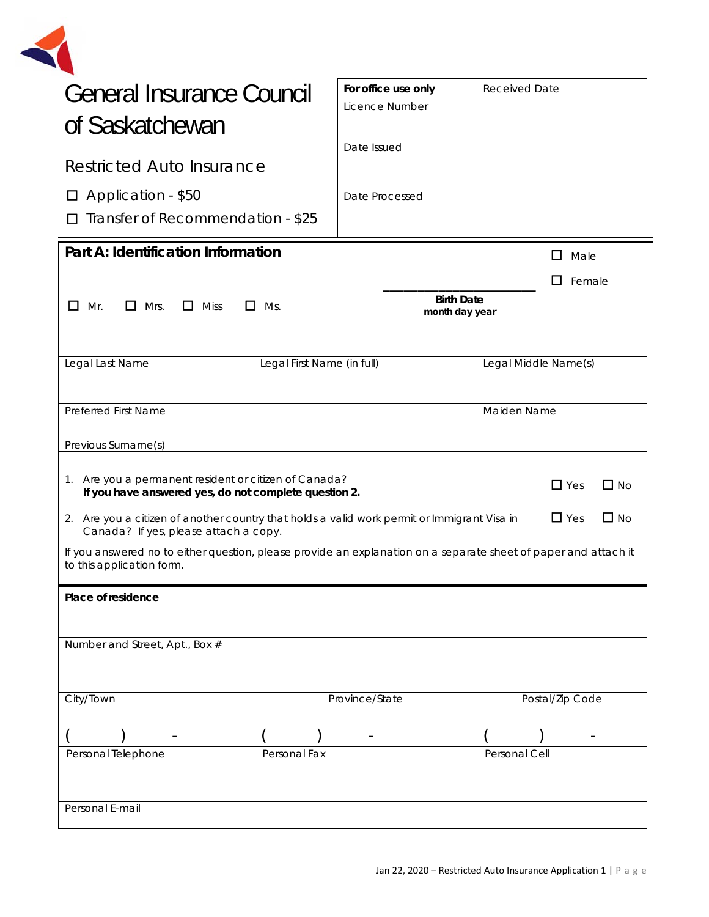# General Insurance Council of Saskatchewan

## Restricted Auto Insurance

☐ Application - $50

☐ Transfer of Recommendation - $25

| For office use only | Received Date |
|---|---|
| Licence Number | |
| Date Issued | |
| Date Processed | |

## Part A: Identification Information

☐ Mr. ☐ Mrs. ☐ Miss ☐ Ms.

**Birth Date**
**month day year**

☐ Male

☐ Female

| Legal Last Name | Legal First Name (in full) | Legal Middle Name(s) |
|---|---|---|
| | | |

| Preferred First Name | Maiden Name |
|---|---|
| | |

Previous Surname(s)

1. Are you a permanent resident or citizen of Canada? ☐ Yes ☐ No
   **If you have answered yes, do not complete question 2.**
2. Are you a citizen of another country that holds a valid work permit or Immigrant Visa in Canada? If yes, please attach a copy. ☐ Yes ☐ No

If you answered no to either question, please provide an explanation on a separate sheet of paper and attach it to this application form.

**Place of residence**

Number and Street, Apt., Box #

| City/Town | Province/State | Postal/Zip Code |
|---|---|---|
| | | |

| ( ) - | ( ) - | ( ) - |
|---|---|---|
| Personal Telephone | Personal Fax | Personal Cell |

Personal E-mail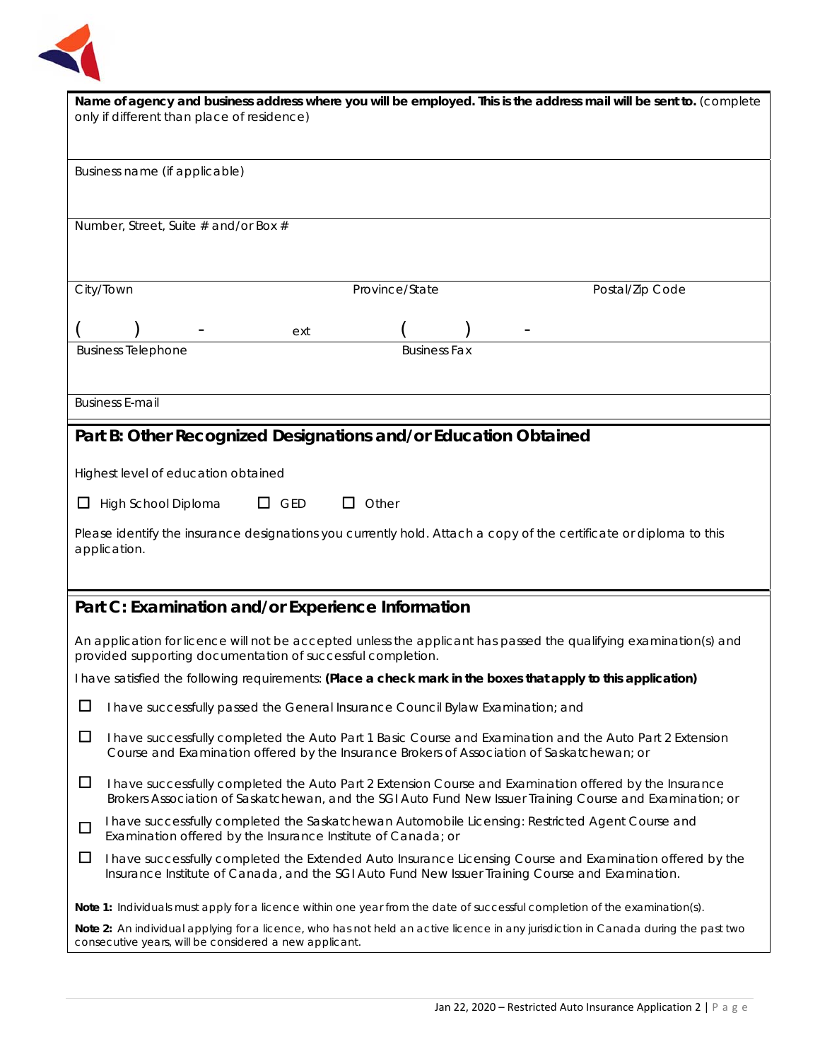**Name of agency and business address where you will be employed. This is the address mail will be sent to.** (complete only if different than place of residence)

Business name (if applicable)

Number, Street, Suite # and/or Box #

City/Town | Province/State | Postal/Zip Code

( ) - ext ( ) -

Business Telephone | Business Fax

Business E-mail

## Part B: Other Recognized Designations and/or Education Obtained

Highest level of education obtained

☐ High School Diploma ☐ GED ☐ Other

Please identify the insurance designations you currently hold. Attach a copy of the certificate or diploma to this application.

## Part C: Examination and/or Experience Information

An application for licence will not be accepted unless the applicant has passed the qualifying examination(s) and provided supporting documentation of successful completion.

I have satisfied the following requirements: **(Place a check mark in the boxes that apply to this application)**

☐ I have successfully passed the General Insurance Council Bylaw Examination; and

☐ I have successfully completed the Auto Part 1 Basic Course and Examination and the Auto Part 2 Extension Course and Examination offered by the Insurance Brokers of Association of Saskatchewan; or

☐ I have successfully completed the Auto Part 2 Extension Course and Examination offered by the Insurance Brokers Association of Saskatchewan, and the SGI Auto Fund New Issuer Training Course and Examination; or

☐ I have successfully completed the Saskatchewan Automobile Licensing: Restricted Agent Course and Examination offered by the Insurance Institute of Canada; or

☐ I have successfully completed the Extended Auto Insurance Licensing Course and Examination offered by the Insurance Institute of Canada, and the SGI Auto Fund New Issuer Training Course and Examination.

**Note 1:** Individuals must apply for a licence within one year from the date of successful completion of the examination(s).

**Note 2:** An individual applying for a licence, who has not held an active licence in any jurisdiction in Canada during the past two consecutive years, will be considered a new applicant.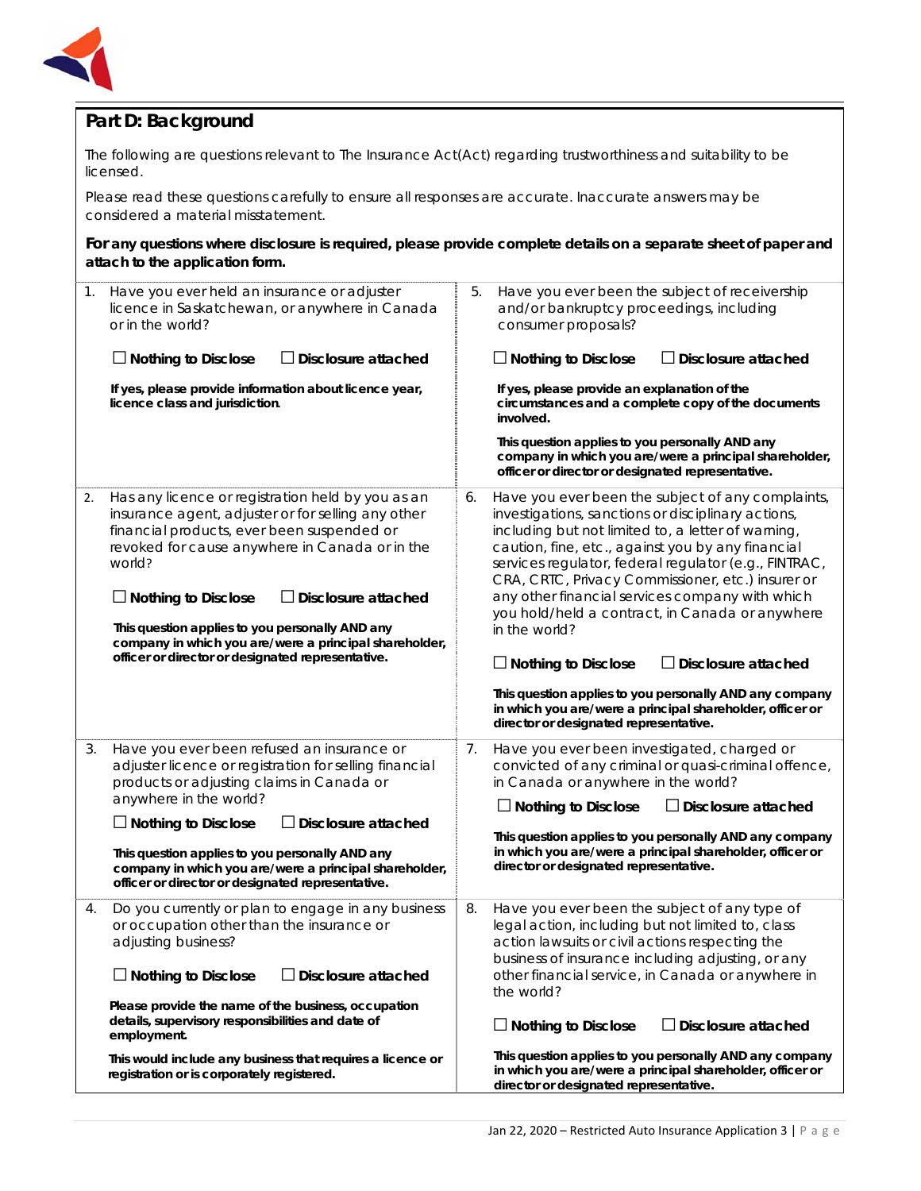## Part D: Background

The following are questions relevant to The Insurance Act(Act) regarding trustworthiness and suitability to be licensed.

Please read these questions carefully to ensure all responses are accurate. Inaccurate answers may be considered a material misstatement.

**For any questions where disclosure is required, please provide complete details on a separate sheet of paper and attach to the application form.**

1. Have you ever held an insurance or adjuster licence in Saskatchewan, or anywhere in Canada or in the world?

   ☐ **Nothing to Disclose** ☐ **Disclosure attached**

   **If yes, please provide information about licence year, licence class and jurisdiction.**

2. Has any licence or registration held by you as an insurance agent, adjuster or for selling any other financial products, ever been suspended or revoked for cause anywhere in Canada or in the world?

   ☐ **Nothing to Disclose** ☐ **Disclosure attached**

   **This question applies to you personally AND any company in which you are/were a principal shareholder, officer or director or designated representative.**

3. Have you ever been refused an insurance or adjuster licence or registration for selling financial products or adjusting claims in Canada or anywhere in the world?

   ☐ **Nothing to Disclose** ☐ **Disclosure attached**

   **This question applies to you personally AND any company in which you are/were a principal shareholder, officer or director or designated representative.**

4. Do you currently or plan to engage in any business or occupation other than the insurance or adjusting business?

   ☐ **Nothing to Disclose** ☐ **Disclosure attached**

   **Please provide the name of the business, occupation details, supervisory responsibilities and date of employment.**

   **This would include any business that requires a licence or registration or is corporately registered.**

5. Have you ever been the subject of receivership and/or bankruptcy proceedings, including consumer proposals?

   ☐ **Nothing to Disclose** ☐ **Disclosure attached**

   **If yes, please provide an explanation of the circumstances and a complete copy of the documents involved.**

   **This question applies to you personally AND any company in which you are/were a principal shareholder, officer or director or designated representative.**

6. Have you ever been the subject of any complaints, investigations, sanctions or disciplinary actions, including but not limited to, a letter of warning, caution, fine, etc., against you by any financial services regulator, federal regulator (e.g., FINTRAC, CRA, CRTC, Privacy Commissioner, etc.) insurer or any other financial services company with which you hold/held a contract, in Canada or anywhere in the world?

   ☐ **Nothing to Disclose** ☐ **Disclosure attached**

   **This question applies to you personally AND any company in which you are/were a principal shareholder, officer or director or designated representative.**

7. Have you ever been investigated, charged or convicted of any criminal or quasi-criminal offence, in Canada or anywhere in the world?

   ☐ **Nothing to Disclose** ☐ **Disclosure attached**

   **This question applies to you personally AND any company in which you are/were a principal shareholder, officer or director or designated representative.**

8. Have you ever been the subject of any type of legal action, including but not limited to, class action lawsuits or civil actions respecting the business of insurance including adjusting, or any other financial service, in Canada or anywhere in the world?

   ☐ **Nothing to Disclose** ☐ **Disclosure attached**

   **This question applies to you personally AND any company in which you are/were a principal shareholder, officer or director or designated representative.**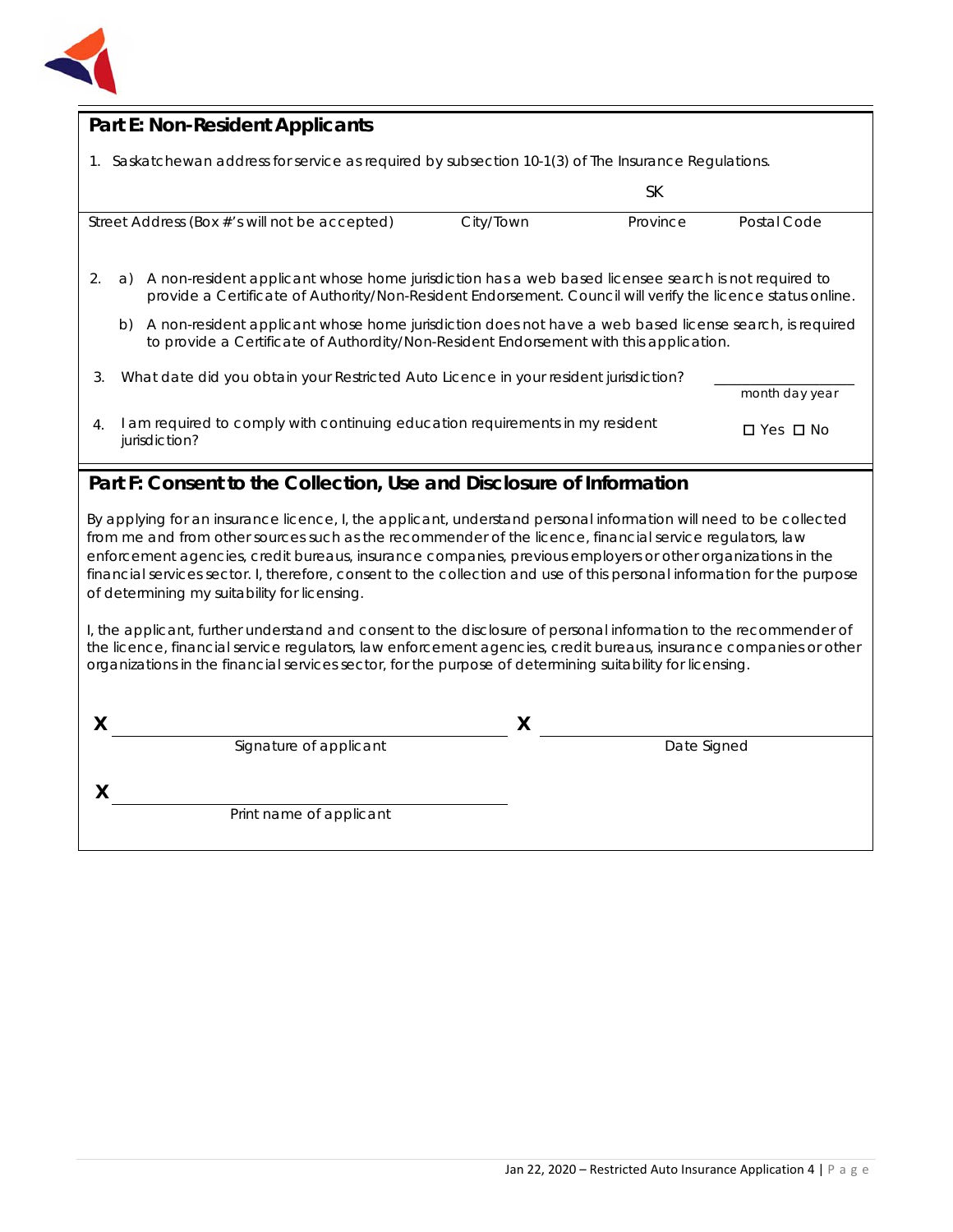## Part E: Non-Resident Applicants

1. Saskatchewan address for service as required by subsection 10-1(3) of The Insurance Regulations.

| | | | |
|---|---|---|---|
| | | SK | |
| Street Address (Box #'s will not be accepted) | City/Town | Province | Postal Code |

2. a) A non-resident applicant whose home jurisdiction has a web based licensee search is not required to provide a Certificate of Authority/Non-Resident Endorsement. Council will verify the licence status online.

   b) A non-resident applicant whose home jurisdiction does not have a web based license search, is required to provide a Certificate of Authordity/Non-Resident Endorsement with this application.

3. What date did you obtain your Restricted Auto Licence in your resident jurisdiction? ____________ month day year

4. I am required to comply with continuing education requirements in my resident jurisdiction? ☐ Yes ☐ No

## Part F: Consent to the Collection, Use and Disclosure of Information

By applying for an insurance licence, I, the applicant, understand personal information will need to be collected from me and from other sources such as the recommender of the licence, financial service regulators, law enforcement agencies, credit bureaus, insurance companies, previous employers or other organizations in the financial services sector. I, therefore, consent to the collection and use of this personal information for the purpose of determining my suitability for licensing.

I, the applicant, further understand and consent to the disclosure of personal information to the recommender of the licence, financial service regulators, law enforcement agencies, credit bureaus, insurance companies or other organizations in the financial services sector, for the purpose of determining suitability for licensing.

X ______________________________ X ______________________________
Signature of applicant Date Signed

X ______________________________
Print name of applicant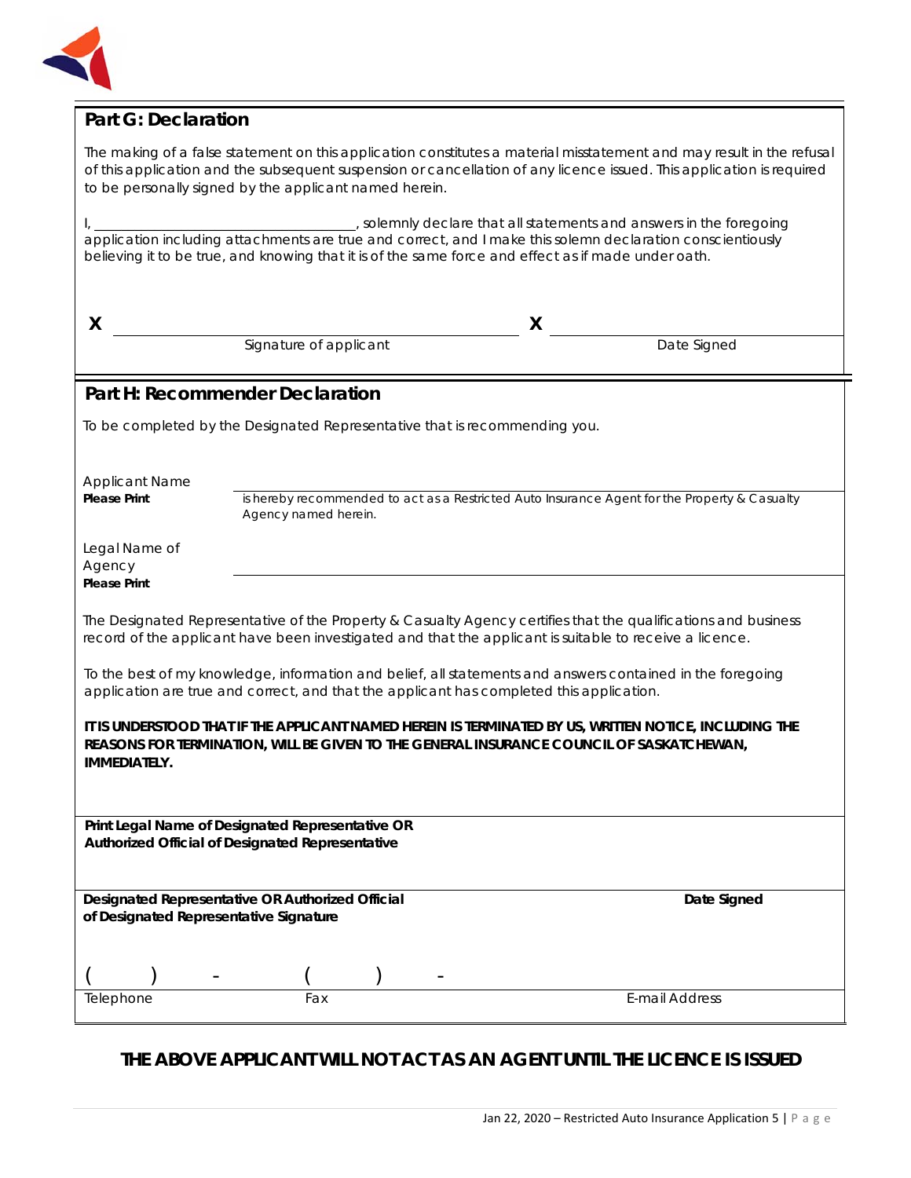## Part G: Declaration

The making of a false statement on this application constitutes a material misstatement and may result in the refusal of this application and the subsequent suspension or cancellation of any licence issued. This application is required to be personally signed by the applicant named herein.

I, ___________________________________, solemnly declare that all statements and answers in the foregoing application including attachments are true and correct, and I make this solemn declaration conscientiously believing it to be true, and knowing that it is of the same force and effect as if made under oath.

X ______________________________ X ______________________

Signature of applicant — Date Signed

## Part H: Recommender Declaration

To be completed by the Designated Representative that is recommending you.

Applicant Name
**Please Print** ___________________________________

is hereby recommended to act as a Restricted Auto Insurance Agent for the Property & Casualty Agency named herein.

Legal Name of Agency
**Please Print** ___________________________________

The Designated Representative of the Property & Casualty Agency certifies that the qualifications and business record of the applicant have been investigated and that the applicant is suitable to receive a licence.

To the best of my knowledge, information and belief, all statements and answers contained in the foregoing application are true and correct, and that the applicant has completed this application.

**IT IS UNDERSTOOD THAT IF THE APPLICANT NAMED HEREIN IS TERMINATED BY US, WRITTEN NOTICE, INCLUDING THE REASONS FOR TERMINATION, WILL BE GIVEN TO THE GENERAL INSURANCE COUNCIL OF SASKATCHEWAN, IMMEDIATELY.**

**Print Legal Name of Designated Representative OR Authorized Official of Designated Representative**

**Designated Representative OR Authorized Official of Designated Representative Signature** — **Date Signed**

(     )     -     (     )     -

Telephone — Fax — E-mail Address

**THE ABOVE APPLICANT WILL NOT ACT AS AN AGENT UNTIL THE LICENCE IS ISSUED**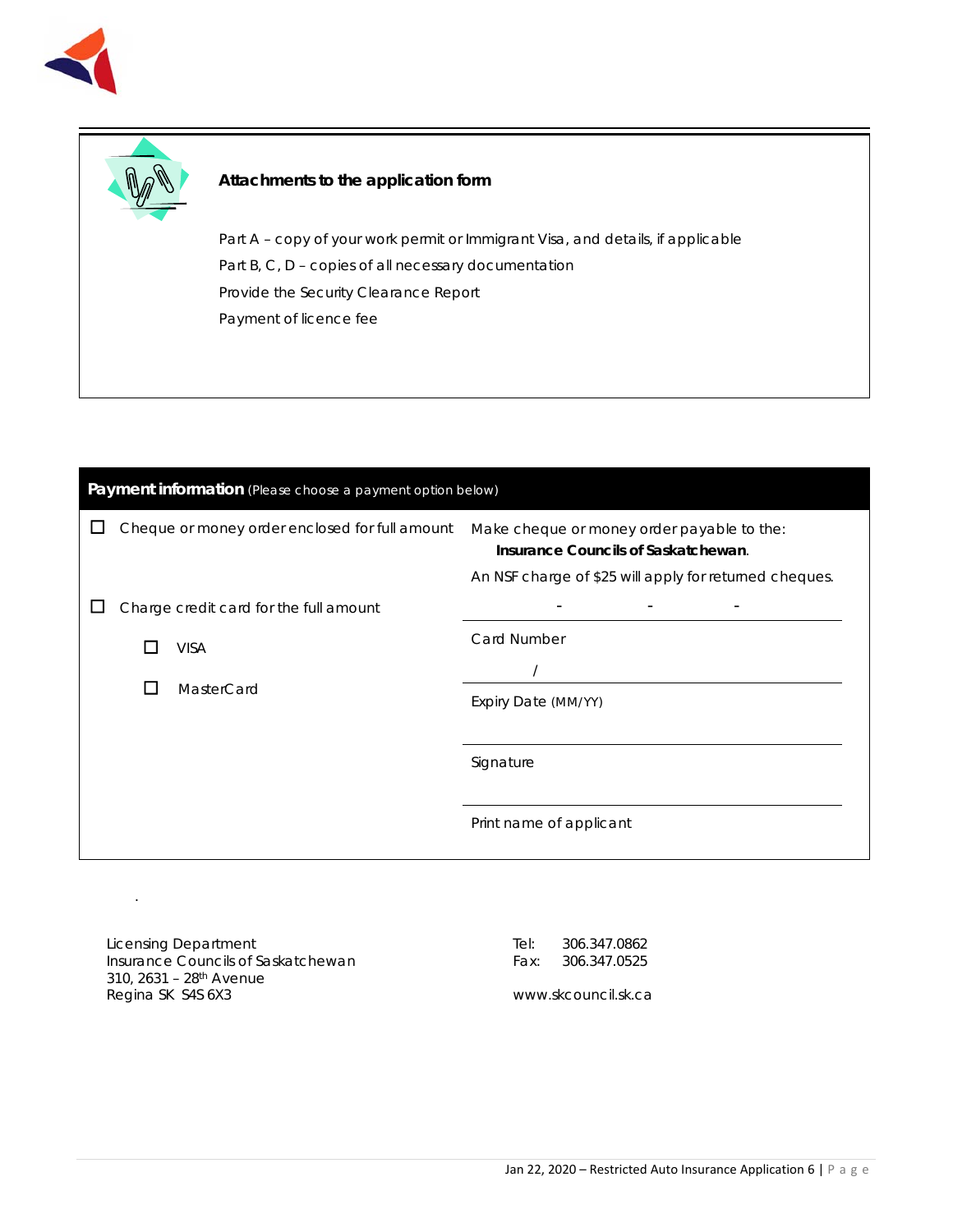### Attachments to the application form

Part A – copy of your work permit or Immigrant Visa, and details, if applicable
Part B, C, D – copies of all necessary documentation
Provide the Security Clearance Report
Payment of licence fee

**Payment information** (Please choose a payment option below)

| | |
|---|---|
| ☐ Cheque or money order enclosed for full amount | Make cheque or money order payable to the: **Insurance Councils of Saskatchewan**. An NSF charge of $25 will apply for returned cheques. |
| ☐ Charge credit card for the full amount | - - - <br> Card Number |
| ☐ VISA | / <br> Expiry Date (MM/YY) |
| ☐ MasterCard | Signature |
| | Print name of applicant |

Licensing Department
Insurance Councils of Saskatchewan
310, 2631 – 28th Avenue
Regina SK S4S 6X3

Tel: 306.347.0862
Fax: 306.347.0525

www.skcouncil.sk.ca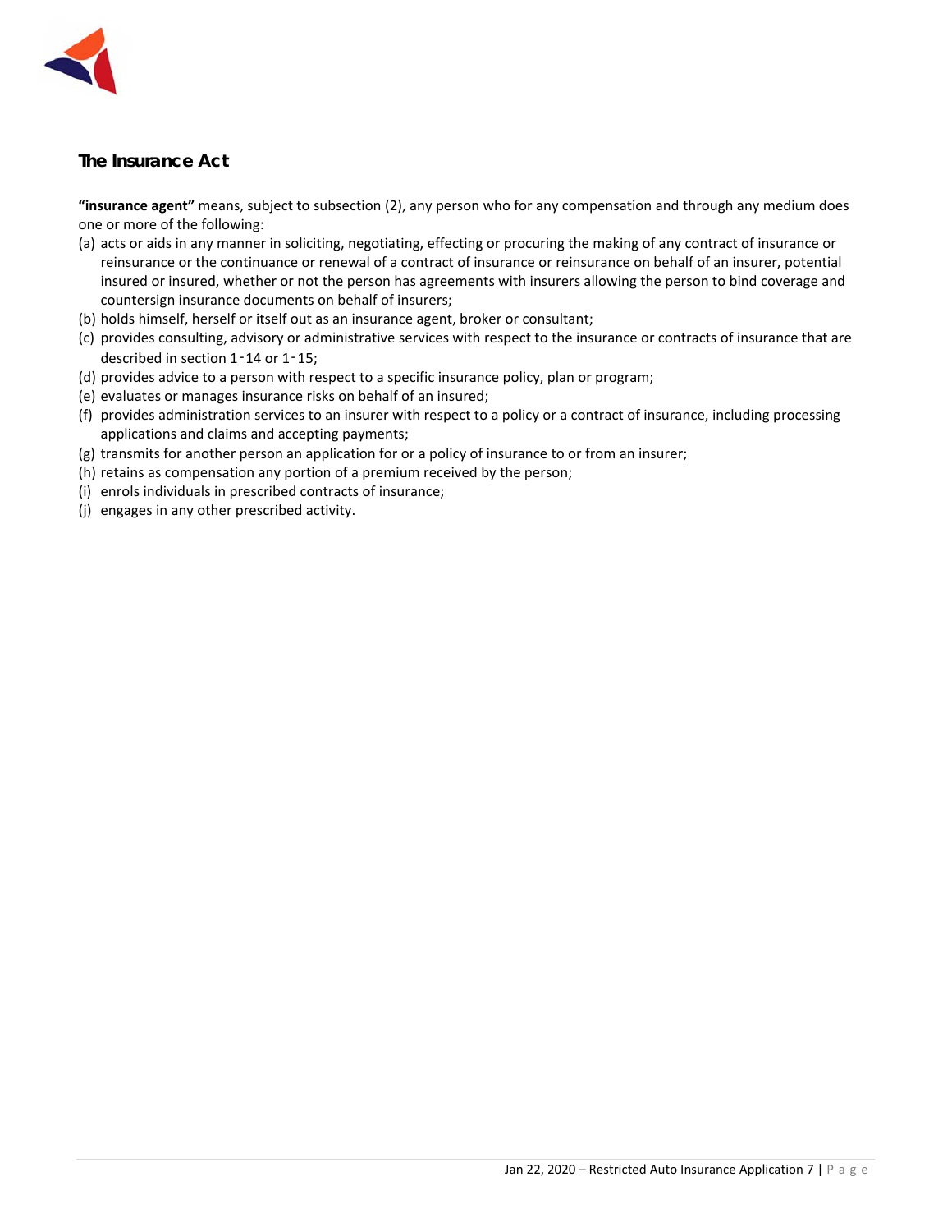## The Insurance Act

**"insurance agent"** means, subject to subsection (2), any person who for any compensation and through any medium does one or more of the following:

(a) acts or aids in any manner in soliciting, negotiating, effecting or procuring the making of any contract of insurance or reinsurance or the continuance or renewal of a contract of insurance or reinsurance on behalf of an insurer, potential insured or insured, whether or not the person has agreements with insurers allowing the person to bind coverage and countersign insurance documents on behalf of insurers;
(b) holds himself, herself or itself out as an insurance agent, broker or consultant;
(c) provides consulting, advisory or administrative services with respect to the insurance or contracts of insurance that are described in section 1‑14 or 1‑15;
(d) provides advice to a person with respect to a specific insurance policy, plan or program;
(e) evaluates or manages insurance risks on behalf of an insured;
(f) provides administration services to an insurer with respect to a policy or a contract of insurance, including processing applications and claims and accepting payments;
(g) transmits for another person an application for or a policy of insurance to or from an insurer;
(h) retains as compensation any portion of a premium received by the person;
(i) enrols individuals in prescribed contracts of insurance;
(j) engages in any other prescribed activity.